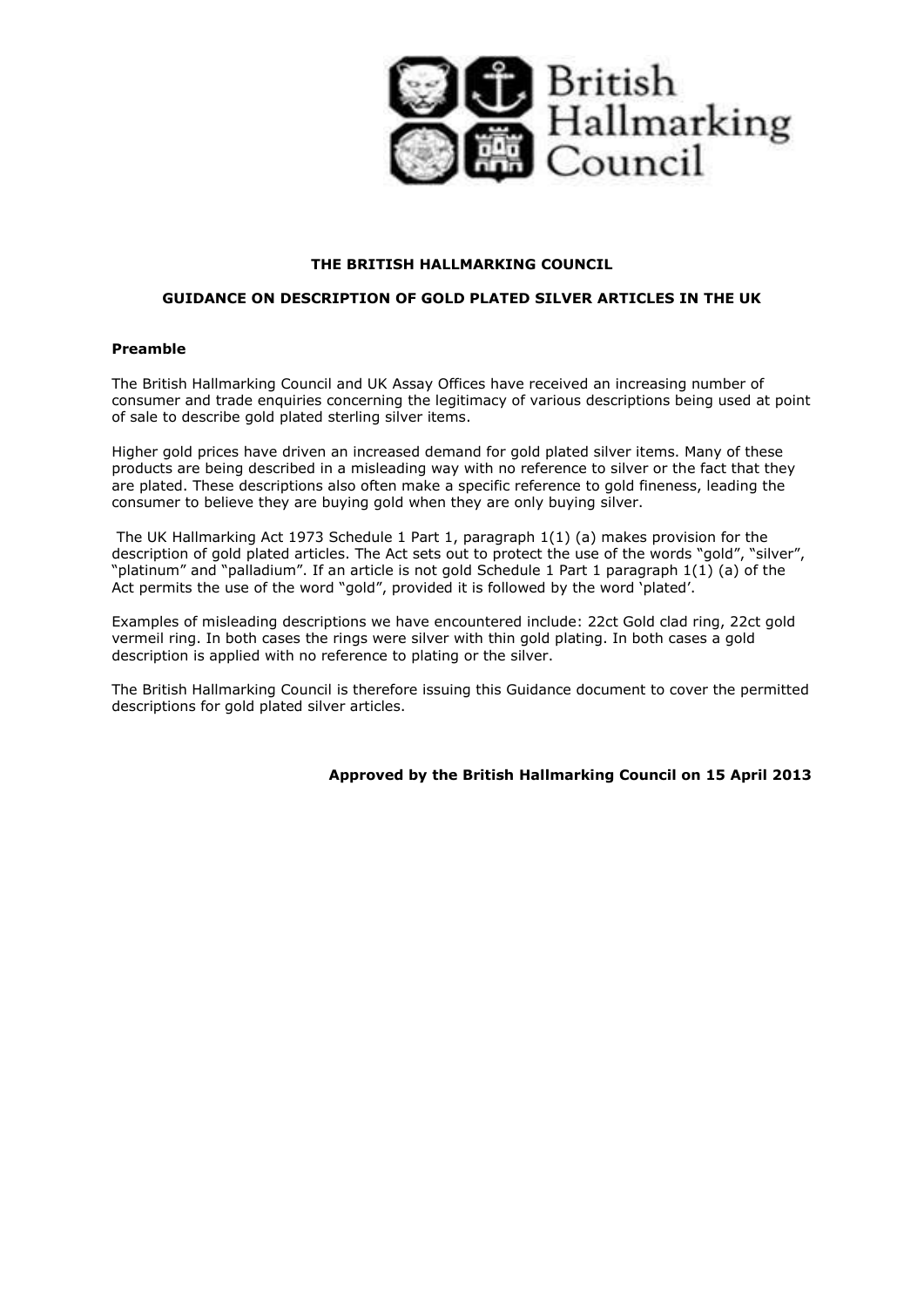British Hallmarking Council

**THE BRITISH HALLMARKING COUNCIL**

**GUIDANCE ON DESCRIPTION OF GOLD PLATED SILVER ARTICLES IN THE UK**

### Preamble

The British Hallmarking Council and UK Assay Offices have received an increasing number of consumer and trade enquiries concerning the legitimacy of various descriptions being used at point of sale to describe gold plated sterling silver items.

Higher gold prices have driven an increased demand for gold plated silver items. Many of these products are being described in a misleading way with no reference to silver or the fact that they are plated. These descriptions also often make a specific reference to gold fineness, leading the consumer to believe they are buying gold when they are only buying silver.

The UK Hallmarking Act 1973 Schedule 1 Part 1, paragraph 1(1) (a) makes provision for the description of gold plated articles. The Act sets out to protect the use of the words "gold", "silver", "platinum" and "palladium". If an article is not gold Schedule 1 Part 1 paragraph 1(1) (a) of the Act permits the use of the word "gold", provided it is followed by the word 'plated'.

Examples of misleading descriptions we have encountered include: 22ct Gold clad ring, 22ct gold vermeil ring. In both cases the rings were silver with thin gold plating. In both cases a gold description is applied with no reference to plating or the silver.

The British Hallmarking Council is therefore issuing this Guidance document to cover the permitted descriptions for gold plated silver articles.

**Approved by the British Hallmarking Council on 15 April 2013**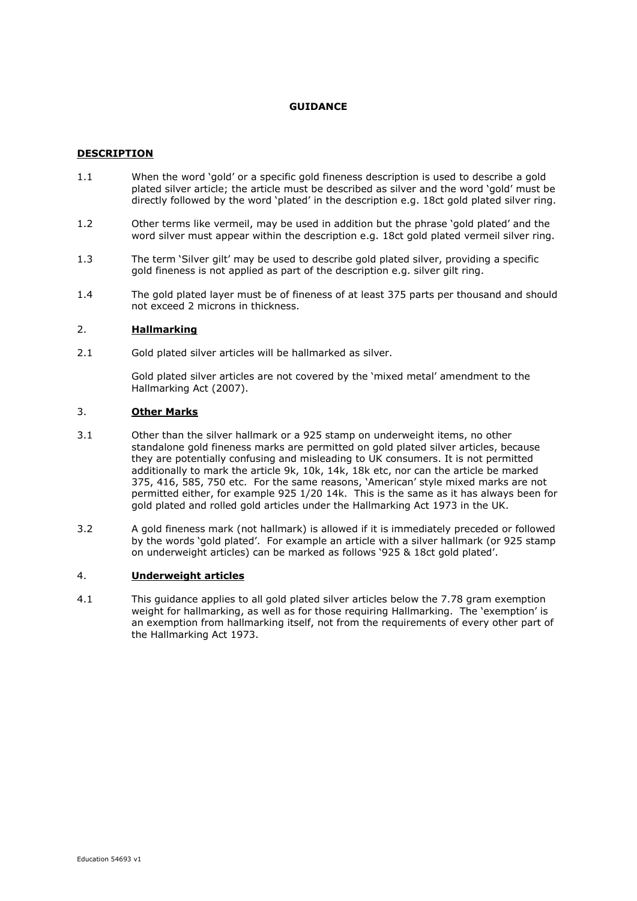**GUIDANCE**

## DESCRIPTION

1.1 When the word 'gold' or a specific gold fineness description is used to describe a gold plated silver article; the article must be described as silver and the word 'gold' must be directly followed by the word 'plated' in the description e.g. 18ct gold plated silver ring.

1.2 Other terms like vermeil, may be used in addition but the phrase 'gold plated' and the word silver must appear within the description e.g. 18ct gold plated vermeil silver ring.

1.3 The term 'Silver gilt' may be used to describe gold plated silver, providing a specific gold fineness is not applied as part of the description e.g. silver gilt ring.

1.4 The gold plated layer must be of fineness of at least 375 parts per thousand and should not exceed 2 microns in thickness.

## 2. Hallmarking

2.1 Gold plated silver articles will be hallmarked as silver.

Gold plated silver articles are not covered by the 'mixed metal' amendment to the Hallmarking Act (2007).

## 3. Other Marks

3.1 Other than the silver hallmark or a 925 stamp on underweight items, no other standalone gold fineness marks are permitted on gold plated silver articles, because they are potentially confusing and misleading to UK consumers. It is not permitted additionally to mark the article 9k, 10k, 14k, 18k etc, nor can the article be marked 375, 416, 585, 750 etc. For the same reasons, 'American' style mixed marks are not permitted either, for example 925 1/20 14k. This is the same as it has always been for gold plated and rolled gold articles under the Hallmarking Act 1973 in the UK.

3.2 A gold fineness mark (not hallmark) is allowed if it is immediately preceded or followed by the words 'gold plated'. For example an article with a silver hallmark (or 925 stamp on underweight articles) can be marked as follows '925 & 18ct gold plated'.

## 4. Underweight articles

4.1 This guidance applies to all gold plated silver articles below the 7.78 gram exemption weight for hallmarking, as well as for those requiring Hallmarking. The 'exemption' is an exemption from hallmarking itself, not from the requirements of every other part of the Hallmarking Act 1973.

Education 54693 v1